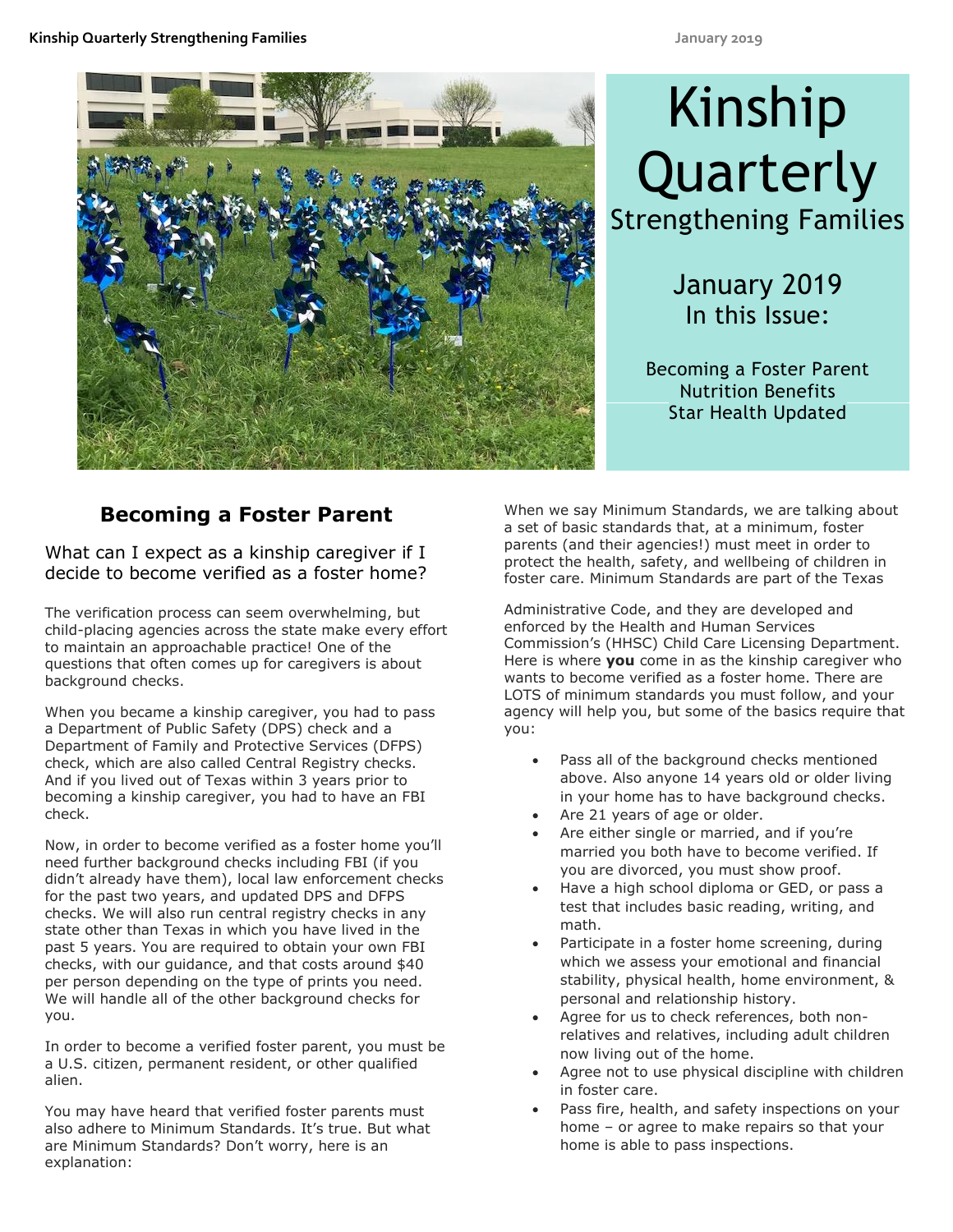# Kinship Quarterly

## Strengthening Families

January 2019
In this Issue:

Becoming a Foster Parent
Nutrition Benefits
Star Health Updated

## Becoming a Foster Parent

### What can I expect as a kinship caregiver if I decide to become verified as a foster home?

The verification process can seem overwhelming, but child-placing agencies across the state make every effort to maintain an approachable practice! One of the questions that often comes up for caregivers is about background checks.

When you became a kinship caregiver, you had to pass a Department of Public Safety (DPS) check and a Department of Family and Protective Services (DFPS) check, which are also called Central Registry checks. And if you lived out of Texas within 3 years prior to becoming a kinship caregiver, you had to have an FBI check.

Now, in order to become verified as a foster home you'll need further background checks including FBI (if you didn't already have them), local law enforcement checks for the past two years, and updated DPS and DFPS checks. We will also run central registry checks in any state other than Texas in which you have lived in the past 5 years. You are required to obtain your own FBI checks, with our guidance, and that costs around $40 per person depending on the type of prints you need. We will handle all of the other background checks for you.

In order to become a verified foster parent, you must be a U.S. citizen, permanent resident, or other qualified alien.

You may have heard that verified foster parents must also adhere to Minimum Standards. It's true. But what are Minimum Standards? Don't worry, here is an explanation:

When we say Minimum Standards, we are talking about a set of basic standards that, at a minimum, foster parents (and their agencies!) must meet in order to protect the health, safety, and wellbeing of children in foster care. Minimum Standards are part of the Texas Administrative Code, and they are developed and enforced by the Health and Human Services Commission's (HHSC) Child Care Licensing Department. Here is where **you** come in as the kinship caregiver who wants to become verified as a foster home. There are LOTS of minimum standards you must follow, and your agency will help you, but some of the basics require that you:

- Pass all of the background checks mentioned above. Also anyone 14 years old or older living in your home has to have background checks.
- Are 21 years of age or older.
- Are either single or married, and if you're married you both have to become verified. If you are divorced, you must show proof.
- Have a high school diploma or GED, or pass a test that includes basic reading, writing, and math.
- Participate in a foster home screening, during which we assess your emotional and financial stability, physical health, home environment, & personal and relationship history.
- Agree for us to check references, both non-relatives and relatives, including adult children now living out of the home.
- Agree not to use physical discipline with children in foster care.
- Pass fire, health, and safety inspections on your home – or agree to make repairs so that your home is able to pass inspections.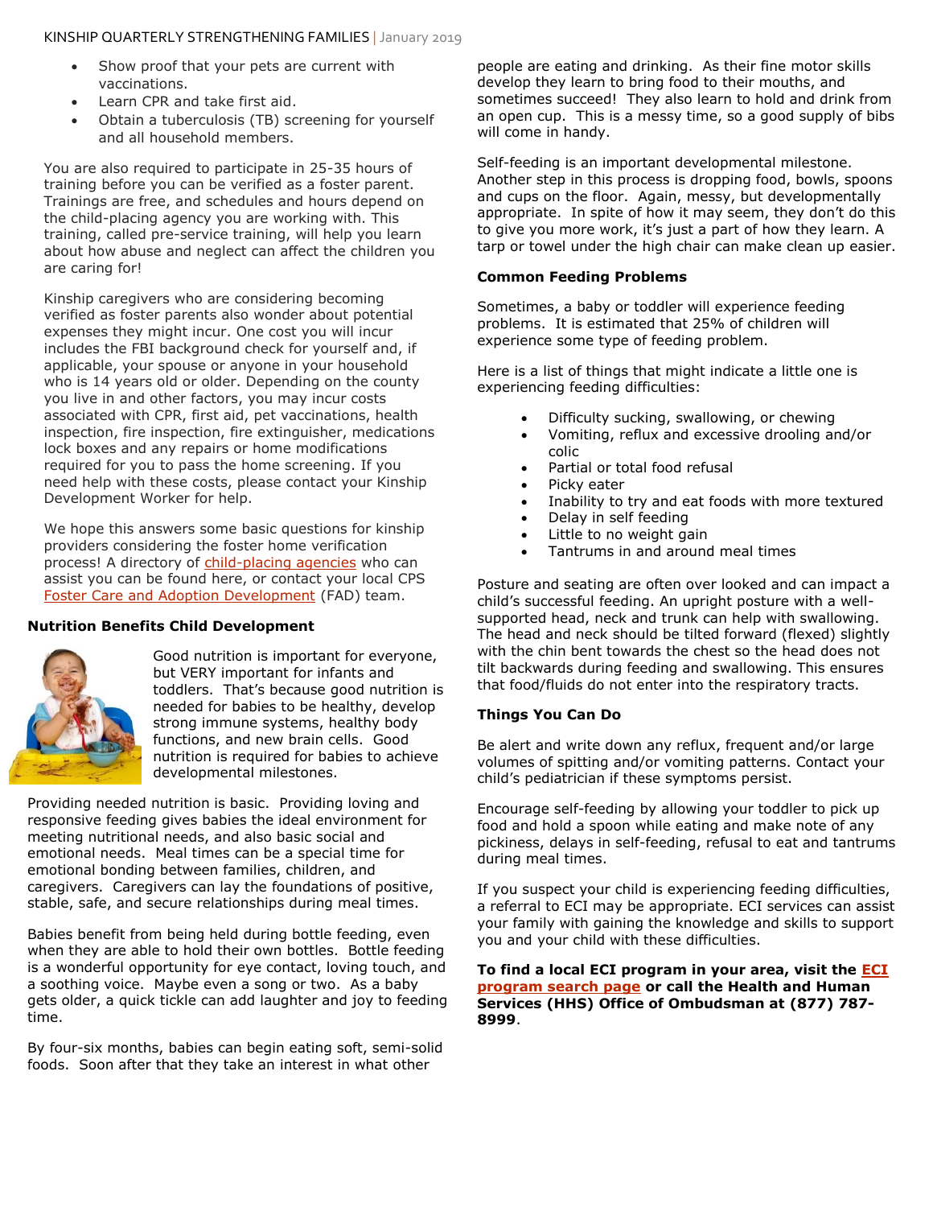- Show proof that your pets are current with vaccinations.
- Learn CPR and take first aid.
- Obtain a tuberculosis (TB) screening for yourself and all household members.

You are also required to participate in 25-35 hours of training before you can be verified as a foster parent. Trainings are free, and schedules and hours depend on the child-placing agency you are working with. This training, called pre-service training, will help you learn about how abuse and neglect can affect the children you are caring for!

Kinship caregivers who are considering becoming verified as foster parents also wonder about potential expenses they might incur. One cost you will incur includes the FBI background check for yourself and, if applicable, your spouse or anyone in your household who is 14 years old or older. Depending on the county you live in and other factors, you may incur costs associated with CPR, first aid, pet vaccinations, health inspection, fire inspection, fire extinguisher, medications lock boxes and any repairs or home modifications required for you to pass the home screening. If you need help with these costs, please contact your Kinship Development Worker for help.

We hope this answers some basic questions for kinship providers considering the foster home verification process! A directory of child-placing agencies who can assist you can be found here, or contact your local CPS Foster Care and Adoption Development (FAD) team.

### Nutrition Benefits Child Development

Good nutrition is important for everyone, but VERY important for infants and toddlers. That's because good nutrition is needed for babies to be healthy, develop strong immune systems, healthy body functions, and new brain cells. Good nutrition is required for babies to achieve developmental milestones.

Providing needed nutrition is basic. Providing loving and responsive feeding gives babies the ideal environment for meeting nutritional needs, and also basic social and emotional needs. Meal times can be a special time for emotional bonding between families, children, and caregivers. Caregivers can lay the foundations of positive, stable, safe, and secure relationships during meal times.

Babies benefit from being held during bottle feeding, even when they are able to hold their own bottles. Bottle feeding is a wonderful opportunity for eye contact, loving touch, and a soothing voice. Maybe even a song or two. As a baby gets older, a quick tickle can add laughter and joy to feeding time.

By four-six months, babies can begin eating soft, semi-solid foods. Soon after that they take an interest in what other people are eating and drinking. As their fine motor skills develop they learn to bring food to their mouths, and sometimes succeed! They also learn to hold and drink from an open cup. This is a messy time, so a good supply of bibs will come in handy.

Self-feeding is an important developmental milestone. Another step in this process is dropping food, bowls, spoons and cups on the floor. Again, messy, but developmentally appropriate. In spite of how it may seem, they don't do this to give you more work, it's just a part of how they learn. A tarp or towel under the high chair can make clean up easier.

### Common Feeding Problems

Sometimes, a baby or toddler will experience feeding problems. It is estimated that 25% of children will experience some type of feeding problem.

Here is a list of things that might indicate a little one is experiencing feeding difficulties:

- Difficulty sucking, swallowing, or chewing
- Vomiting, reflux and excessive drooling and/or colic
- Partial or total food refusal
- Picky eater
- Inability to try and eat foods with more textured
- Delay in self feeding
- Little to no weight gain
- Tantrums in and around meal times

Posture and seating are often over looked and can impact a child's successful feeding. An upright posture with a well-supported head, neck and trunk can help with swallowing. The head and neck should be tilted forward (flexed) slightly with the chin bent towards the chest so the head does not tilt backwards during feeding and swallowing. This ensures that food/fluids do not enter into the respiratory tracts.

### Things You Can Do

Be alert and write down any reflux, frequent and/or large volumes of spitting and/or vomiting patterns. Contact your child's pediatrician if these symptoms persist.

Encourage self-feeding by allowing your toddler to pick up food and hold a spoon while eating and make note of any pickiness, delays in self-feeding, refusal to eat and tantrums during meal times.

If you suspect your child is experiencing feeding difficulties, a referral to ECI may be appropriate. ECI services can assist your family with gaining the knowledge and skills to support you and your child with these difficulties.

**To find a local ECI program in your area, visit the ECI program search page or call the Health and Human Services (HHS) Office of Ombudsman at (877) 787-8999**.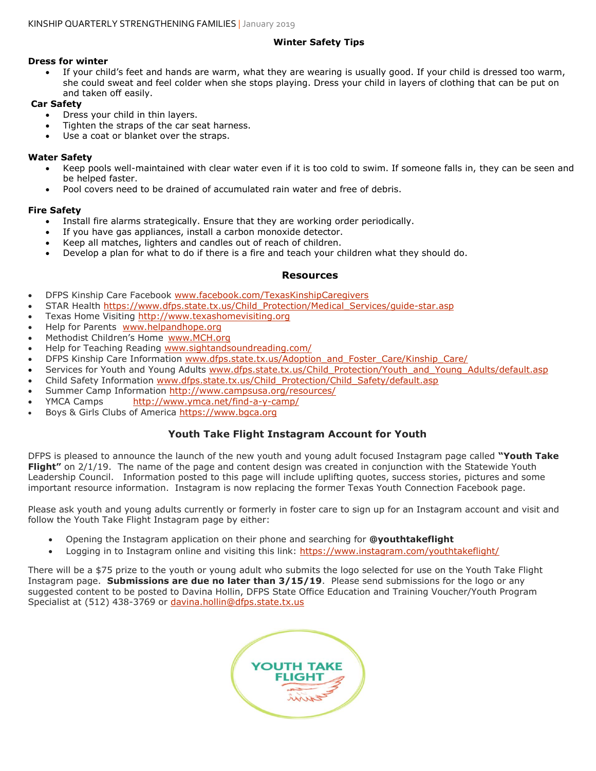## Winter Safety Tips

**Dress for winter**

- If your child's feet and hands are warm, what they are wearing is usually good. If your child is dressed too warm, she could sweat and feel colder when she stops playing. Dress your child in layers of clothing that can be put on and taken off easily.

**Car Safety**

- Dress your child in thin layers.
- Tighten the straps of the car seat harness.
- Use a coat or blanket over the straps.

**Water Safety**

- Keep pools well-maintained with clear water even if it is too cold to swim. If someone falls in, they can be seen and be helped faster.
- Pool covers need to be drained of accumulated rain water and free of debris.

**Fire Safety**

- Install fire alarms strategically. Ensure that they are working order periodically.
- If you have gas appliances, install a carbon monoxide detector.
- Keep all matches, lighters and candles out of reach of children.
- Develop a plan for what to do if there is a fire and teach your children what they should do.

## Resources

- DFPS Kinship Care Facebook www.facebook.com/TexasKinshipCaregivers
- STAR Health https://www.dfps.state.tx.us/Child_Protection/Medical_Services/guide-star.asp
- Texas Home Visiting http://www.texashomevisiting.org
- Help for Parents www.helpandhope.org
- Methodist Children's Home www.MCH.org
- Help for Teaching Reading www.sightandsoundreading.com/
- DFPS Kinship Care Information www.dfps.state.tx.us/Adoption_and_Foster_Care/Kinship_Care/
- Services for Youth and Young Adults www.dfps.state.tx.us/Child_Protection/Youth_and_Young_Adults/default.asp
- Child Safety Information www.dfps.state.tx.us/Child_Protection/Child_Safety/default.asp
- Summer Camp Information http://www.campsusa.org/resources/
- YMCA Camps http://www.ymca.net/find-a-y-camp/
- Boys & Girls Clubs of America https://www.bgca.org

## Youth Take Flight Instagram Account for Youth

DFPS is pleased to announce the launch of the new youth and young adult focused Instagram page called **"Youth Take Flight"** on 2/1/19. The name of the page and content design was created in conjunction with the Statewide Youth Leadership Council. Information posted to this page will include uplifting quotes, success stories, pictures and some important resource information. Instagram is now replacing the former Texas Youth Connection Facebook page.

Please ask youth and young adults currently or formerly in foster care to sign up for an Instagram account and visit and follow the Youth Take Flight Instagram page by either:

- Opening the Instagram application on their phone and searching for **@youthtakeflight**
- Logging in to Instagram online and visiting this link: https://www.instagram.com/youthtakeflight/

There will be a $75 prize to the youth or young adult who submits the logo selected for use on the Youth Take Flight Instagram page. **Submissions are due no later than 3/15/19**. Please send submissions for the logo or any suggested content to be posted to Davina Hollin, DFPS State Office Education and Training Voucher/Youth Program Specialist at (512) 438-3769 or davina.hollin@dfps.state.tx.us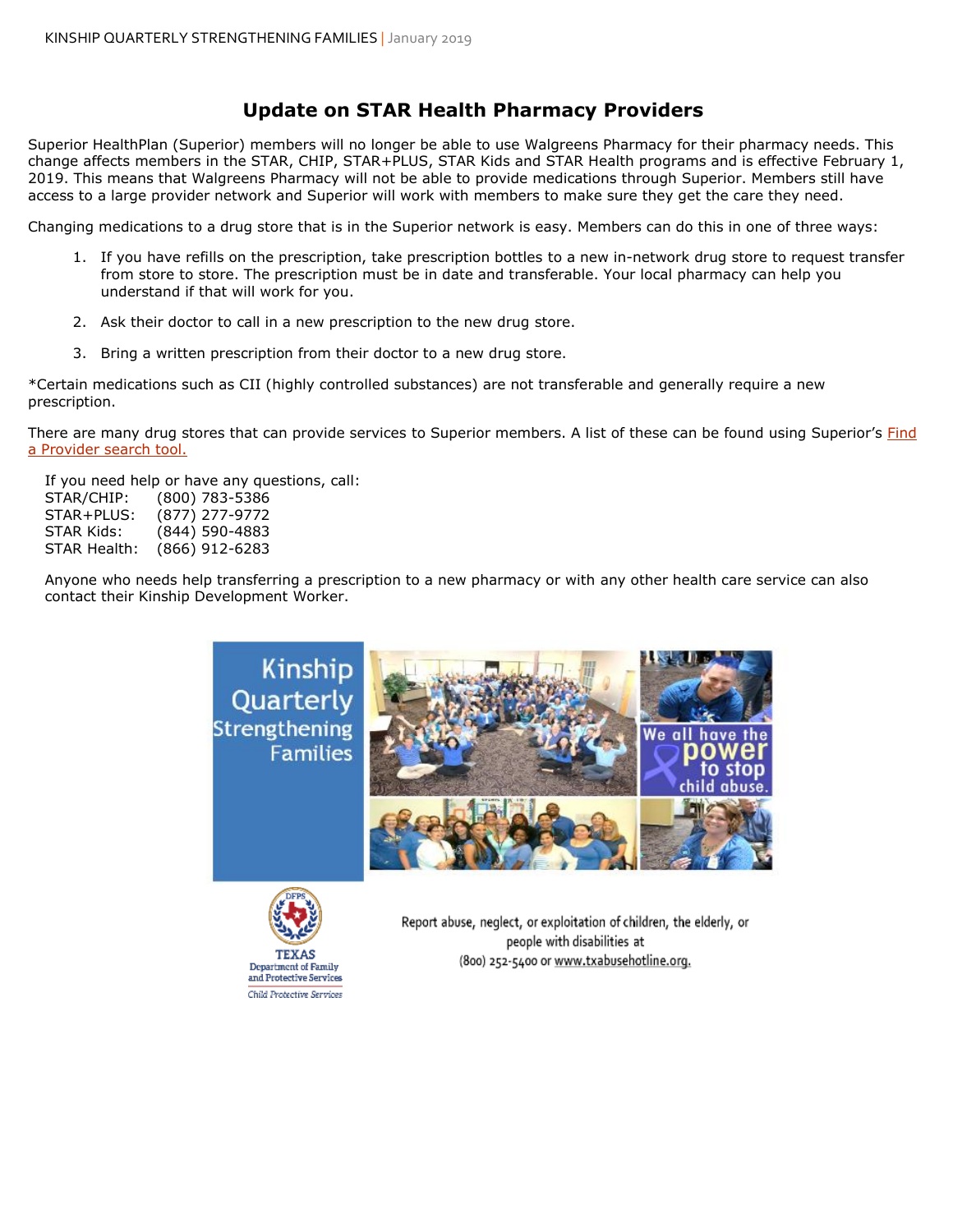# Update on STAR Health Pharmacy Providers

Superior HealthPlan (Superior) members will no longer be able to use Walgreens Pharmacy for their pharmacy needs. This change affects members in the STAR, CHIP, STAR+PLUS, STAR Kids and STAR Health programs and is effective February 1, 2019. This means that Walgreens Pharmacy will not be able to provide medications through Superior. Members still have access to a large provider network and Superior will work with members to make sure they get the care they need.

Changing medications to a drug store that is in the Superior network is easy. Members can do this in one of three ways:

1. If you have refills on the prescription, take prescription bottles to a new in-network drug store to request transfer from store to store. The prescription must be in date and transferable. Your local pharmacy can help you understand if that will work for you.

2. Ask their doctor to call in a new prescription to the new drug store.

3. Bring a written prescription from their doctor to a new drug store.

*Certain medications such as CII (highly controlled substances) are not transferable and generally require a new prescription.

There are many drug stores that can provide services to Superior members. A list of these can be found using Superior's Find a Provider search tool.

If you need help or have any questions, call:
STAR/CHIP: (800) 783-5386
STAR+PLUS: (877) 277-9772
STAR Kids: (844) 590-4883
STAR Health: (866) 912-6283

Anyone who needs help transferring a prescription to a new pharmacy or with any other health care service can also contact their Kinship Development Worker.

Kinship Quarterly Strengthening Families

We all have the power to stop child abuse.

TEXAS Department of Family and Protective Services
Child Protective Services

Report abuse, neglect, or exploitation of children, the elderly, or people with disabilities at (800) 252-5400 or www.txabusehotline.org.